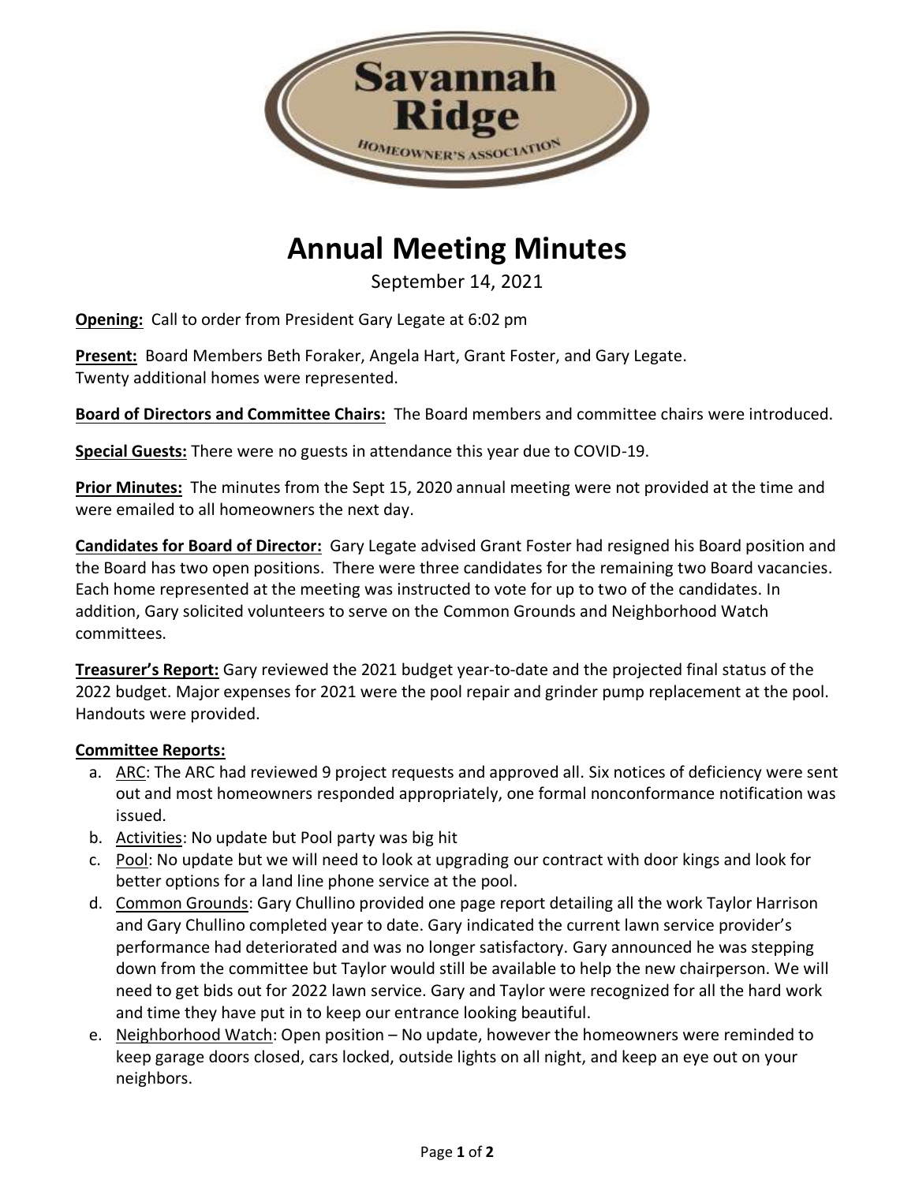Savannah Ridge

HOMEOWNER'S ASSOCIATION

# Annual Meeting Minutes

September 14, 2021

**Opening:** Call to order from President Gary Legate at 6:02 pm

**Present:** Board Members Beth Foraker, Angela Hart, Grant Foster, and Gary Legate.
Twenty additional homes were represented.

**Board of Directors and Committee Chairs:** The Board members and committee chairs were introduced.

**Special Guests:** There were no guests in attendance this year due to COVID-19.

**Prior Minutes:** The minutes from the Sept 15, 2020 annual meeting were not provided at the time and were emailed to all homeowners the next day.

**Candidates for Board of Director:** Gary Legate advised Grant Foster had resigned his Board position and the Board has two open positions. There were three candidates for the remaining two Board vacancies. Each home represented at the meeting was instructed to vote for up to two of the candidates. In addition, Gary solicited volunteers to serve on the Common Grounds and Neighborhood Watch committees.

**Treasurer's Report:** Gary reviewed the 2021 budget year-to-date and the projected final status of the 2022 budget. Major expenses for 2021 were the pool repair and grinder pump replacement at the pool. Handouts were provided.

**Committee Reports:**

a. ARC: The ARC had reviewed 9 project requests and approved all. Six notices of deficiency were sent out and most homeowners responded appropriately, one formal nonconformance notification was issued.
b. Activities: No update but Pool party was big hit
c. Pool: No update but we will need to look at upgrading our contract with door kings and look for better options for a land line phone service at the pool.
d. Common Grounds: Gary Chullino provided one page report detailing all the work Taylor Harrison and Gary Chullino completed year to date. Gary indicated the current lawn service provider's performance had deteriorated and was no longer satisfactory. Gary announced he was stepping down from the committee but Taylor would still be available to help the new chairperson. We will need to get bids out for 2022 lawn service. Gary and Taylor were recognized for all the hard work and time they have put in to keep our entrance looking beautiful.
e. Neighborhood Watch: Open position – No update, however the homeowners were reminded to keep garage doors closed, cars locked, outside lights on all night, and keep an eye out on your neighbors.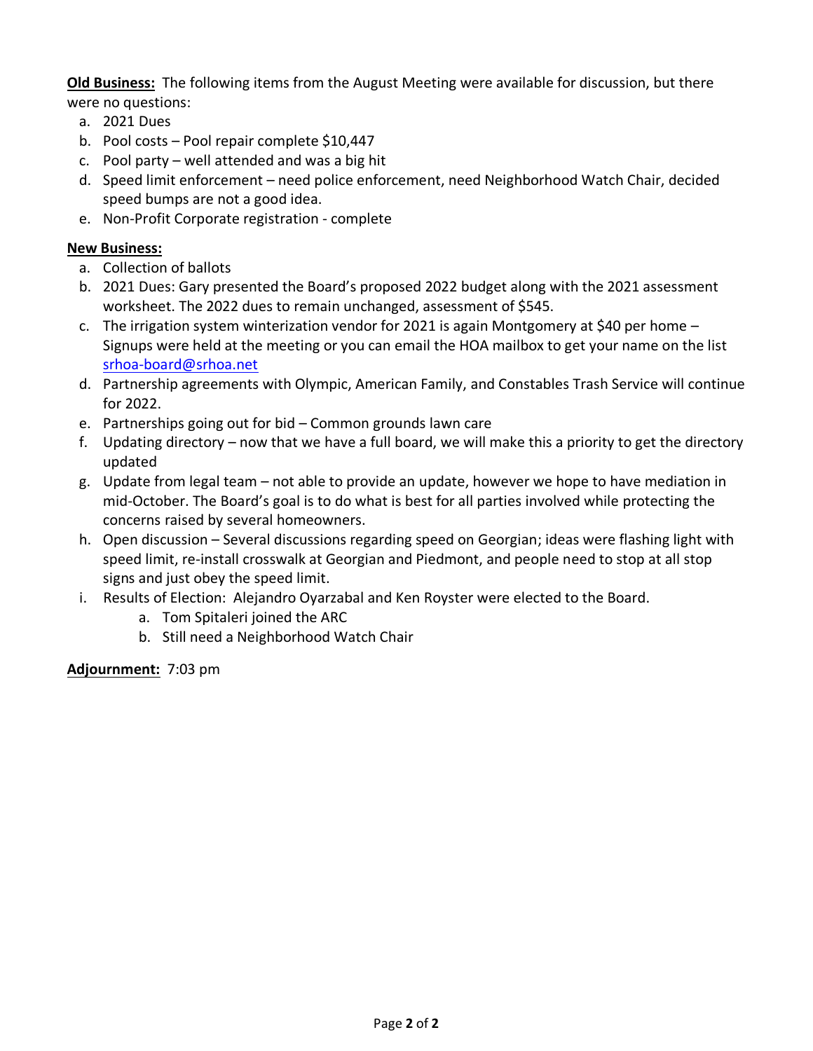**Old Business:** The following items from the August Meeting were available for discussion, but there were no questions:

a. 2021 Dues
b. Pool costs – Pool repair complete $10,447
c. Pool party – well attended and was a big hit
d. Speed limit enforcement – need police enforcement, need Neighborhood Watch Chair, decided speed bumps are not a good idea.
e. Non-Profit Corporate registration - complete

**New Business:**

a. Collection of ballots
b. 2021 Dues: Gary presented the Board's proposed 2022 budget along with the 2021 assessment worksheet. The 2022 dues to remain unchanged, assessment of $545.
c. The irrigation system winterization vendor for 2021 is again Montgomery at $40 per home – Signups were held at the meeting or you can email the HOA mailbox to get your name on the list srhoa-board@srhoa.net
d. Partnership agreements with Olympic, American Family, and Constables Trash Service will continue for 2022.
e. Partnerships going out for bid – Common grounds lawn care
f. Updating directory – now that we have a full board, we will make this a priority to get the directory updated
g. Update from legal team – not able to provide an update, however we hope to have mediation in mid-October. The Board's goal is to do what is best for all parties involved while protecting the concerns raised by several homeowners.
h. Open discussion – Several discussions regarding speed on Georgian; ideas were flashing light with speed limit, re-install crosswalk at Georgian and Piedmont, and people need to stop at all stop signs and just obey the speed limit.
i. Results of Election: Alejandro Oyarzabal and Ken Royster were elected to the Board.
    a. Tom Spitaleri joined the ARC
    b. Still need a Neighborhood Watch Chair

**Adjournment:** 7:03 pm